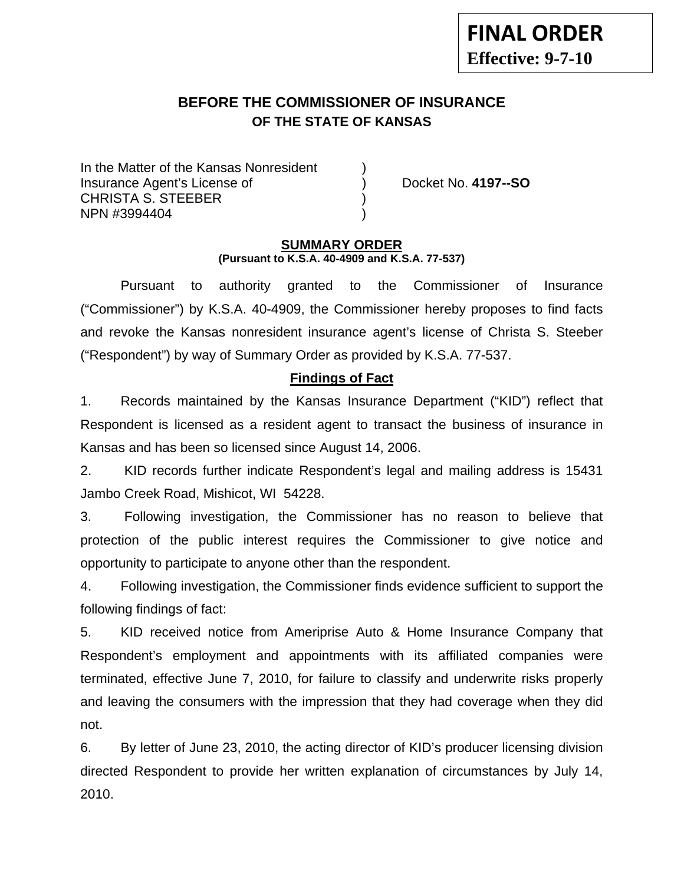**FINAL ORDER**
**Effective: 9-7-10**

# BEFORE THE COMMISSIONER OF INSURANCE
## OF THE STATE OF KANSAS

In the Matter of the Kansas Nonresident )
Insurance Agent's License of ) Docket No. **4197--SO**
CHRISTA S. STEEBER )
NPN #3994404 )

### SUMMARY ORDER
**(Pursuant to K.S.A. 40-4909 and K.S.A. 77-537)**

Pursuant to authority granted to the Commissioner of Insurance ("Commissioner") by K.S.A. 40-4909, the Commissioner hereby proposes to find facts and revoke the Kansas nonresident insurance agent's license of Christa S. Steeber ("Respondent") by way of Summary Order as provided by K.S.A. 77-537.

### Findings of Fact

1. Records maintained by the Kansas Insurance Department ("KID") reflect that Respondent is licensed as a resident agent to transact the business of insurance in Kansas and has been so licensed since August 14, 2006.

2. KID records further indicate Respondent's legal and mailing address is 15431 Jambo Creek Road, Mishicot, WI 54228.

3. Following investigation, the Commissioner has no reason to believe that protection of the public interest requires the Commissioner to give notice and opportunity to participate to anyone other than the respondent.

4. Following investigation, the Commissioner finds evidence sufficient to support the following findings of fact:

5. KID received notice from Ameriprise Auto & Home Insurance Company that Respondent's employment and appointments with its affiliated companies were terminated, effective June 7, 2010, for failure to classify and underwrite risks properly and leaving the consumers with the impression that they had coverage when they did not.

6. By letter of June 23, 2010, the acting director of KID's producer licensing division directed Respondent to provide her written explanation of circumstances by July 14, 2010.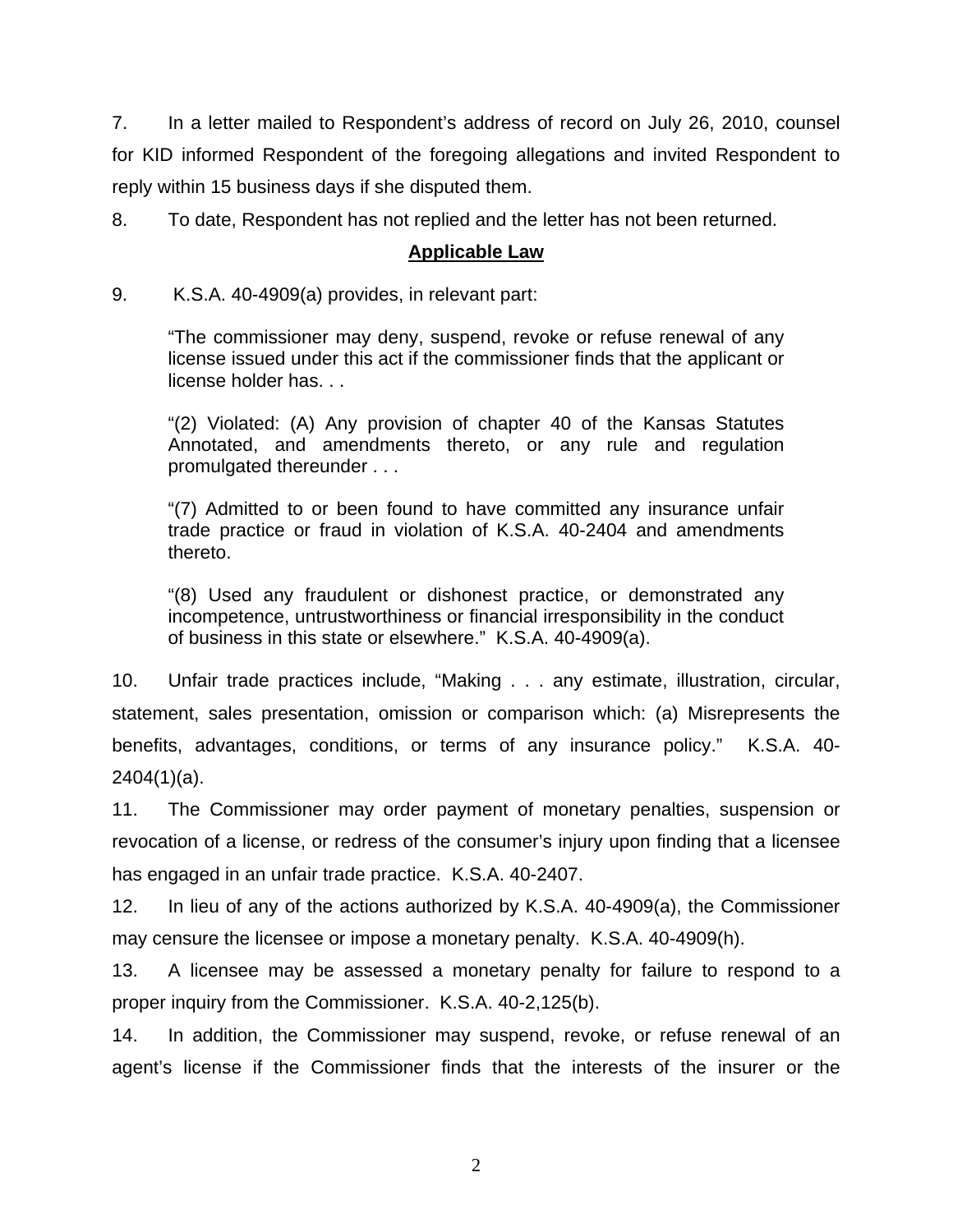7. In a letter mailed to Respondent's address of record on July 26, 2010, counsel for KID informed Respondent of the foregoing allegations and invited Respondent to reply within 15 business days if she disputed them.

8. To date, Respondent has not replied and the letter has not been returned.

## **Applicable Law**

9. K.S.A. 40-4909(a) provides, in relevant part:

> "The commissioner may deny, suspend, revoke or refuse renewal of any license issued under this act if the commissioner finds that the applicant or license holder has. . .
>
> "(2) Violated: (A) Any provision of chapter 40 of the Kansas Statutes Annotated, and amendments thereto, or any rule and regulation promulgated thereunder . . .
>
> "(7) Admitted to or been found to have committed any insurance unfair trade practice or fraud in violation of K.S.A. 40-2404 and amendments thereto.
>
> "(8) Used any fraudulent or dishonest practice, or demonstrated any incompetence, untrustworthiness or financial irresponsibility in the conduct of business in this state or elsewhere." K.S.A. 40-4909(a).

10. Unfair trade practices include, "Making . . . any estimate, illustration, circular, statement, sales presentation, omission or comparison which: (a) Misrepresents the benefits, advantages, conditions, or terms of any insurance policy." K.S.A. 40-2404(1)(a).

11. The Commissioner may order payment of monetary penalties, suspension or revocation of a license, or redress of the consumer's injury upon finding that a licensee has engaged in an unfair trade practice. K.S.A. 40-2407.

12. In lieu of any of the actions authorized by K.S.A. 40-4909(a), the Commissioner may censure the licensee or impose a monetary penalty. K.S.A. 40-4909(h).

13. A licensee may be assessed a monetary penalty for failure to respond to a proper inquiry from the Commissioner. K.S.A. 40-2,125(b).

14. In addition, the Commissioner may suspend, revoke, or refuse renewal of an agent's license if the Commissioner finds that the interests of the insurer or the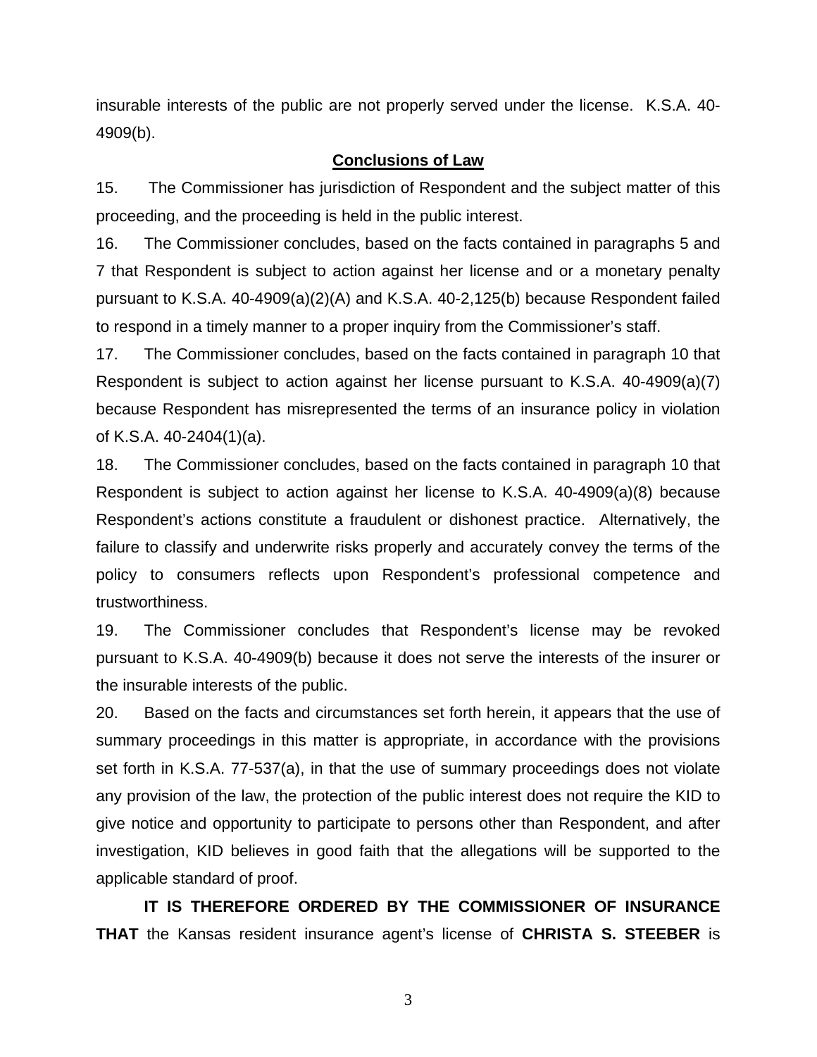insurable interests of the public are not properly served under the license. K.S.A. 40-4909(b).

## Conclusions of Law

15. The Commissioner has jurisdiction of Respondent and the subject matter of this proceeding, and the proceeding is held in the public interest.

16. The Commissioner concludes, based on the facts contained in paragraphs 5 and 7 that Respondent is subject to action against her license and or a monetary penalty pursuant to K.S.A. 40-4909(a)(2)(A) and K.S.A. 40-2,125(b) because Respondent failed to respond in a timely manner to a proper inquiry from the Commissioner's staff.

17. The Commissioner concludes, based on the facts contained in paragraph 10 that Respondent is subject to action against her license pursuant to K.S.A. 40-4909(a)(7) because Respondent has misrepresented the terms of an insurance policy in violation of K.S.A. 40-2404(1)(a).

18. The Commissioner concludes, based on the facts contained in paragraph 10 that Respondent is subject to action against her license to K.S.A. 40-4909(a)(8) because Respondent's actions constitute a fraudulent or dishonest practice. Alternatively, the failure to classify and underwrite risks properly and accurately convey the terms of the policy to consumers reflects upon Respondent's professional competence and trustworthiness.

19. The Commissioner concludes that Respondent's license may be revoked pursuant to K.S.A. 40-4909(b) because it does not serve the interests of the insurer or the insurable interests of the public.

20. Based on the facts and circumstances set forth herein, it appears that the use of summary proceedings in this matter is appropriate, in accordance with the provisions set forth in K.S.A. 77-537(a), in that the use of summary proceedings does not violate any provision of the law, the protection of the public interest does not require the KID to give notice and opportunity to participate to persons other than Respondent, and after investigation, KID believes in good faith that the allegations will be supported to the applicable standard of proof.

**IT IS THEREFORE ORDERED BY THE COMMISSIONER OF INSURANCE THAT** the Kansas resident insurance agent's license of **CHRISTA S. STEEBER** is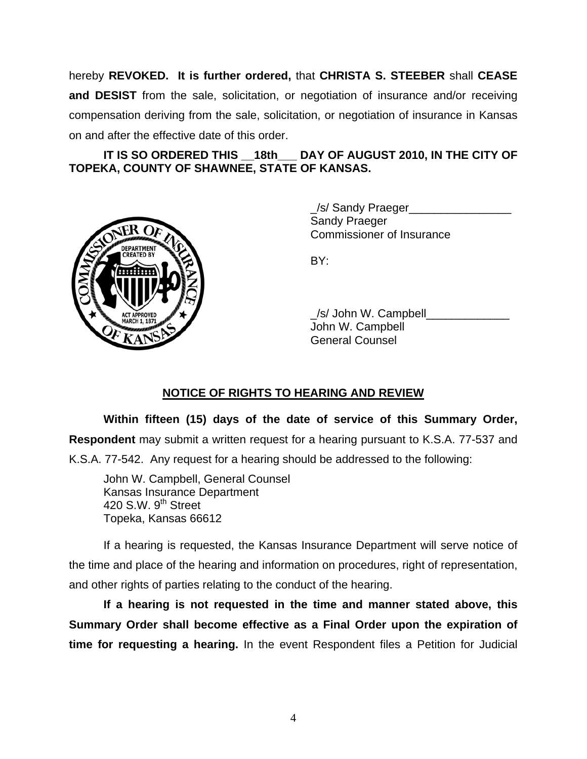hereby **REVOKED. It is further ordered,** that **CHRISTA S. STEEBER** shall **CEASE and DESIST** from the sale, solicitation, or negotiation of insurance and/or receiving compensation deriving from the sale, solicitation, or negotiation of insurance in Kansas on and after the effective date of this order.

**IT IS SO ORDERED THIS __18th___ DAY OF AUGUST 2010, IN THE CITY OF TOPEKA, COUNTY OF SHAWNEE, STATE OF KANSAS.**

_/s/ Sandy Praeger________________
Sandy Praeger
Commissioner of Insurance

BY:

_/s/ John W. Campbell_____________
John W. Campbell
General Counsel

## NOTICE OF RIGHTS TO HEARING AND REVIEW

**Within fifteen (15) days of the date of service of this Summary Order, Respondent** may submit a written request for a hearing pursuant to K.S.A. 77-537 and K.S.A. 77-542. Any request for a hearing should be addressed to the following:

John W. Campbell, General Counsel
Kansas Insurance Department
420 S.W. 9th Street
Topeka, Kansas 66612

If a hearing is requested, the Kansas Insurance Department will serve notice of the time and place of the hearing and information on procedures, right of representation, and other rights of parties relating to the conduct of the hearing.

**If a hearing is not requested in the time and manner stated above, this Summary Order shall become effective as a Final Order upon the expiration of time for requesting a hearing.** In the event Respondent files a Petition for Judicial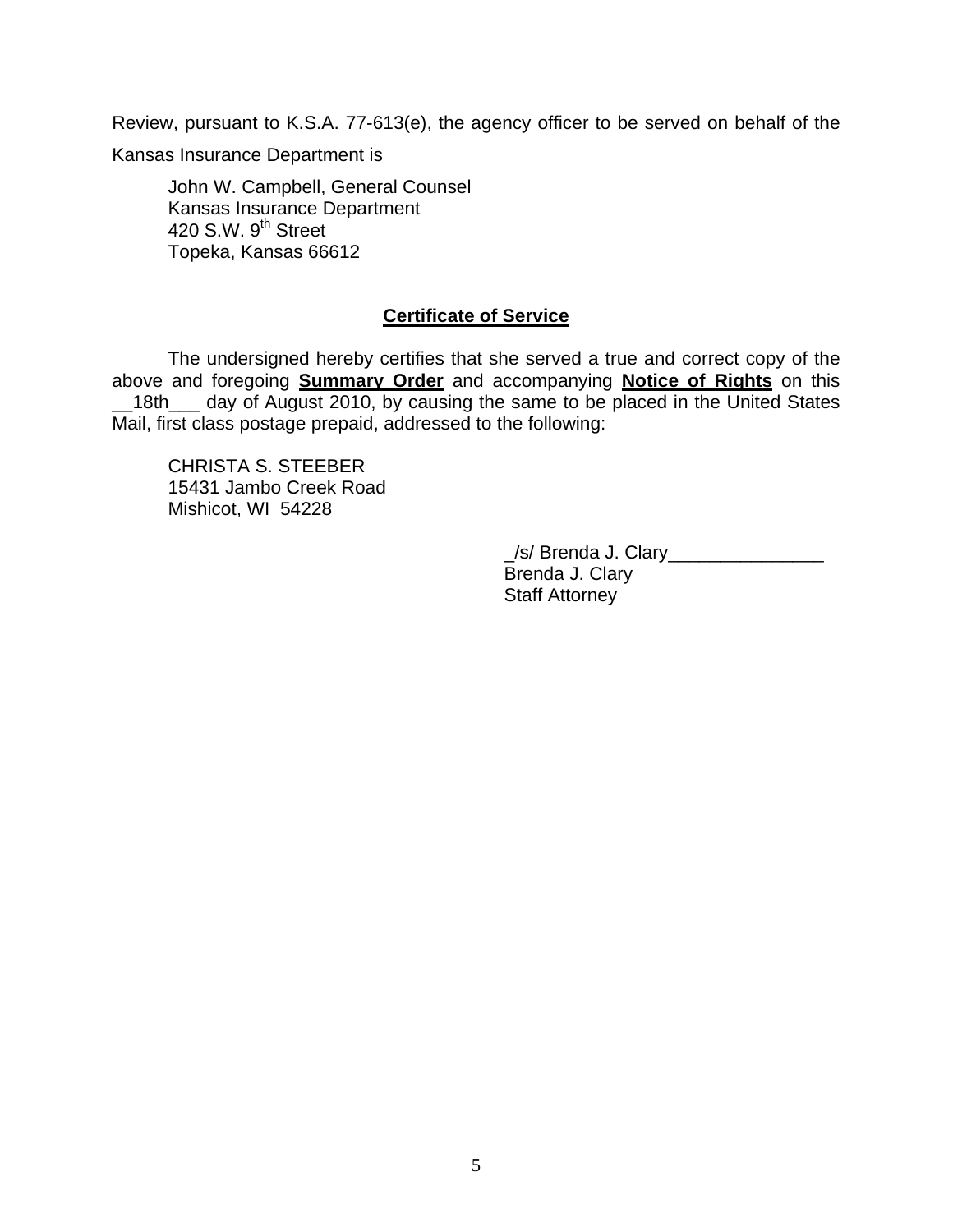Review, pursuant to K.S.A. 77-613(e), the agency officer to be served on behalf of the Kansas Insurance Department is

John W. Campbell, General Counsel
Kansas Insurance Department
420 S.W. 9th Street
Topeka, Kansas 66612

## **Certificate of Service**

The undersigned hereby certifies that she served a true and correct copy of the above and foregoing **Summary Order** and accompanying **Notice of Rights** on this __18th___ day of August 2010, by causing the same to be placed in the United States Mail, first class postage prepaid, addressed to the following:

CHRISTA S. STEEBER
15431 Jambo Creek Road
Mishicot, WI 54228

_/s/ Brenda J. Clary_______________
Brenda J. Clary
Staff Attorney